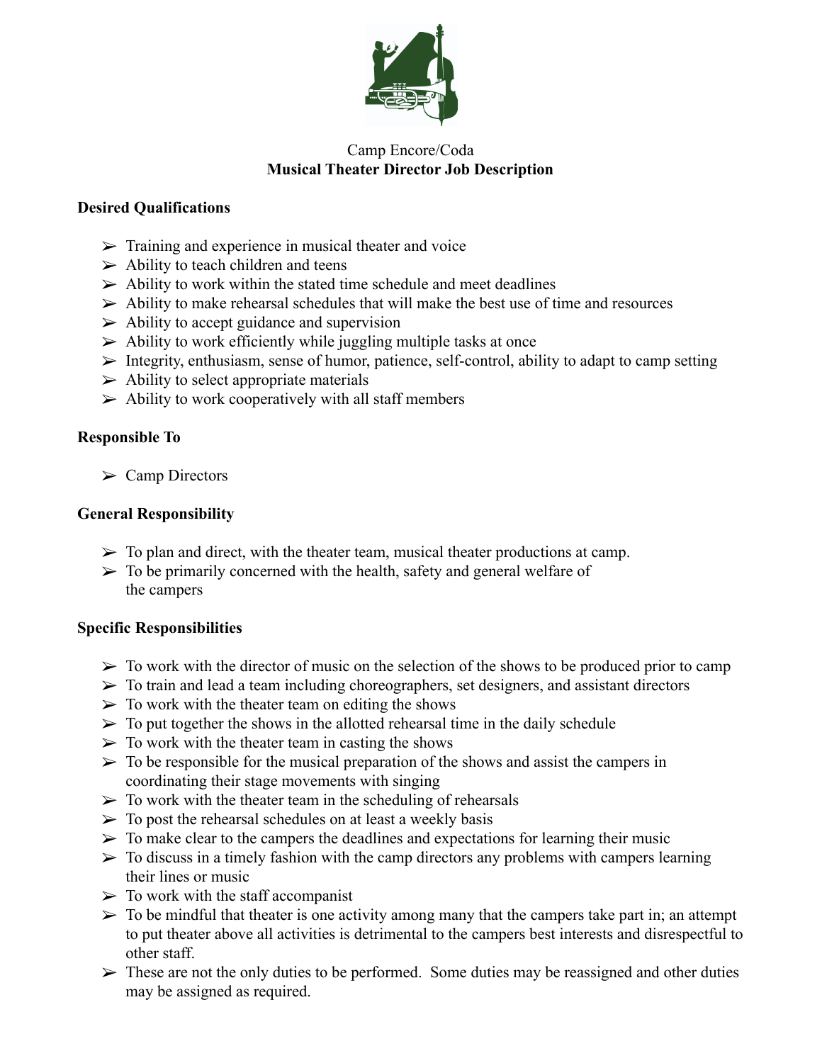Camp Encore/Coda

**Musical Theater Director Job Description**

**Desired Qualifications**

- Training and experience in musical theater and voice
- Ability to teach children and teens
- Ability to work within the stated time schedule and meet deadlines
- Ability to make rehearsal schedules that will make the best use of time and resources
- Ability to accept guidance and supervision
- Ability to work efficiently while juggling multiple tasks at once
- Integrity, enthusiasm, sense of humor, patience, self-control, ability to adapt to camp setting
- Ability to select appropriate materials
- Ability to work cooperatively with all staff members

**Responsible To**

- Camp Directors

**General Responsibility**

- To plan and direct, with the theater team, musical theater productions at camp.
- To be primarily concerned with the health, safety and general welfare of the campers

**Specific Responsibilities**

- To work with the director of music on the selection of the shows to be produced prior to camp
- To train and lead a team including choreographers, set designers, and assistant directors
- To work with the theater team on editing the shows
- To put together the shows in the allotted rehearsal time in the daily schedule
- To work with the theater team in casting the shows
- To be responsible for the musical preparation of the shows and assist the campers in coordinating their stage movements with singing
- To work with the theater team in the scheduling of rehearsals
- To post the rehearsal schedules on at least a weekly basis
- To make clear to the campers the deadlines and expectations for learning their music
- To discuss in a timely fashion with the camp directors any problems with campers learning their lines or music
- To work with the staff accompanist
- To be mindful that theater is one activity among many that the campers take part in; an attempt to put theater above all activities is detrimental to the campers best interests and disrespectful to other staff.
- These are not the only duties to be performed. Some duties may be reassigned and other duties may be assigned as required.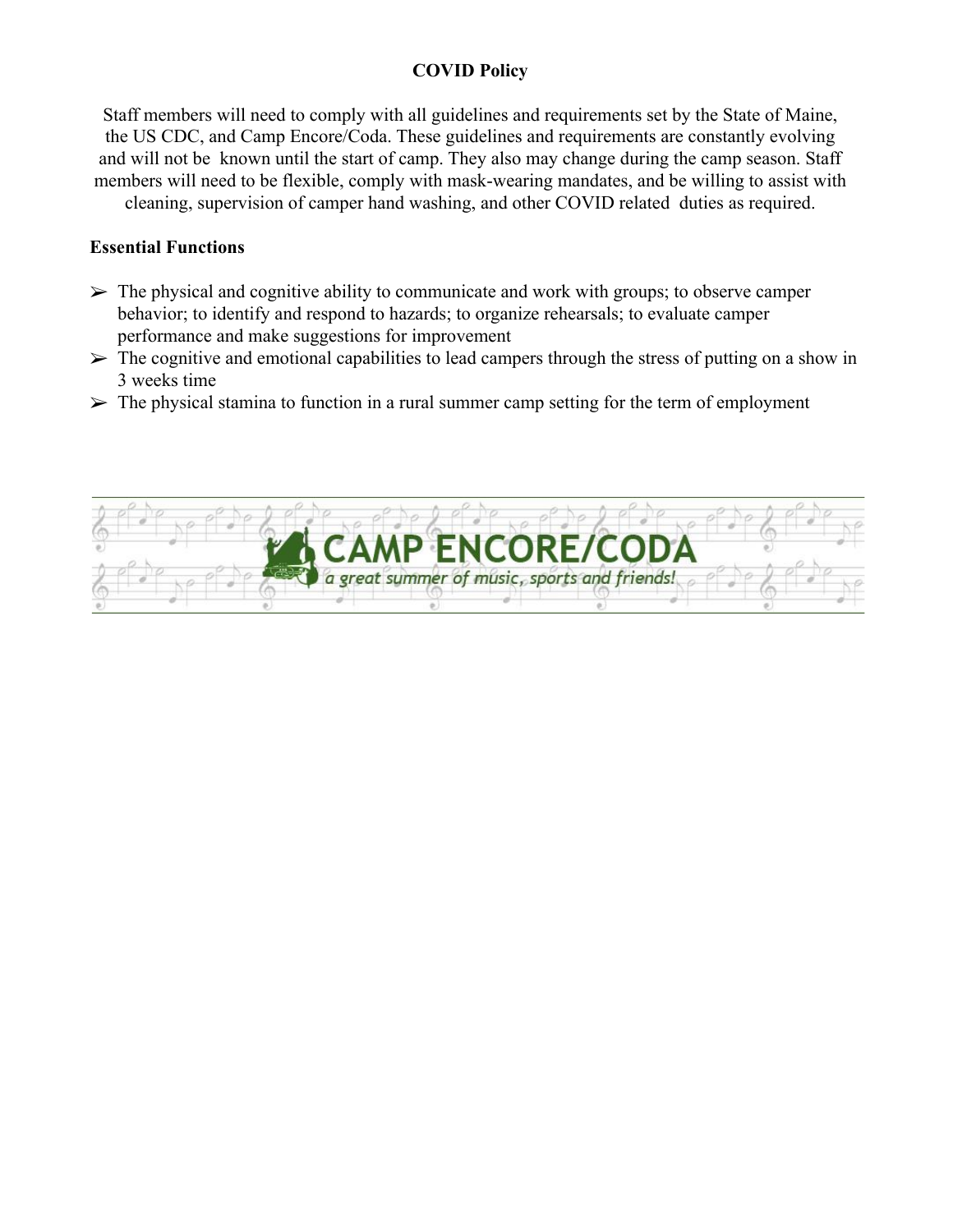**COVID Policy**

Staff members will need to comply with all guidelines and requirements set by the State of Maine, the US CDC, and Camp Encore/Coda. These guidelines and requirements are constantly evolving and will not be known until the start of camp. They also may change during the camp season. Staff members will need to be flexible, comply with mask-wearing mandates, and be willing to assist with cleaning, supervision of camper hand washing, and other COVID related duties as required.

**Essential Functions**

- The physical and cognitive ability to communicate and work with groups; to observe camper behavior; to identify and respond to hazards; to organize rehearsals; to evaluate camper performance and make suggestions for improvement
- The cognitive and emotional capabilities to lead campers through the stress of putting on a show in 3 weeks time
- The physical stamina to function in a rural summer camp setting for the term of employment

CAMP ENCORE/CODA

*a great summer of music, sports and friends!*